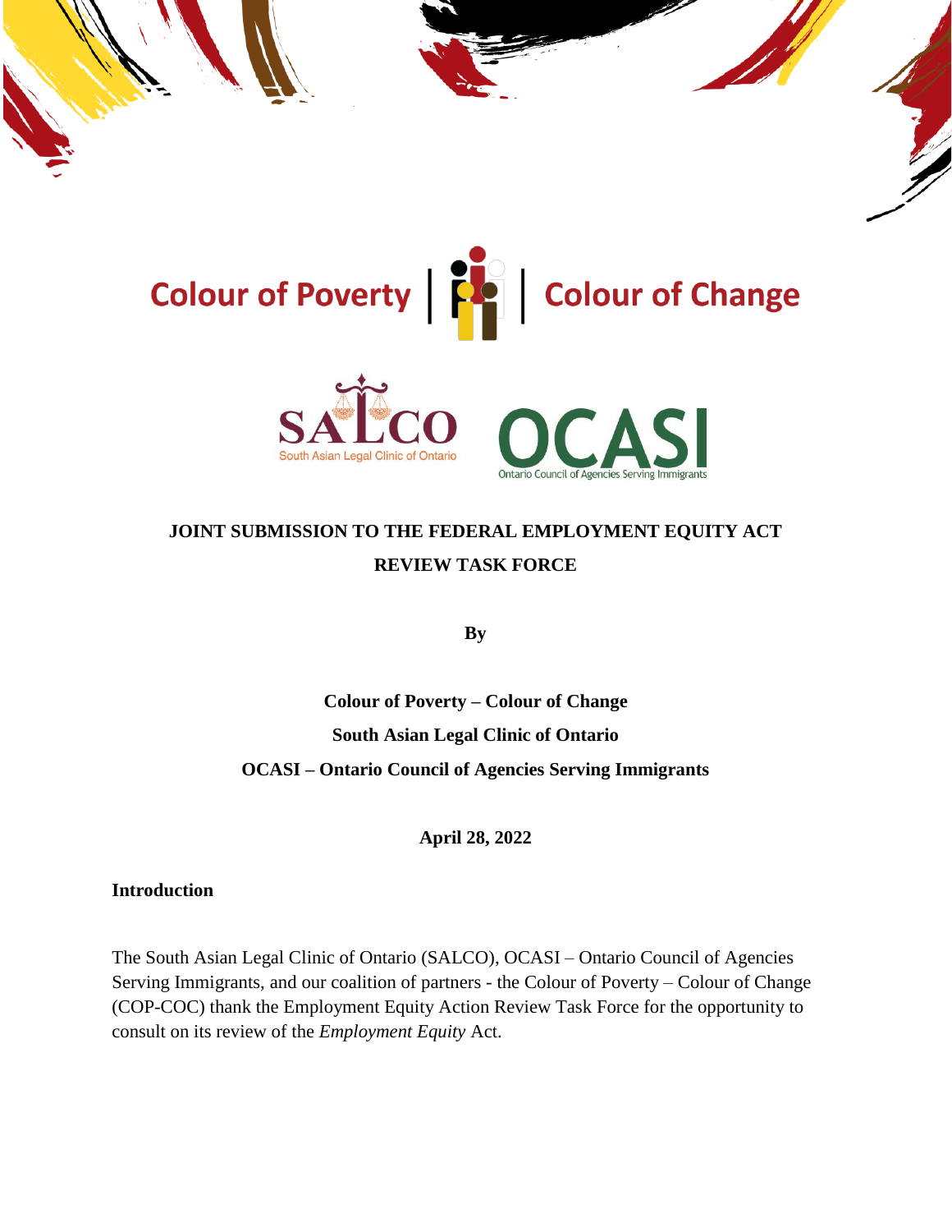Colour of Poverty | Colour of Change

SALCO South Asian Legal Clinic of Ontario

OCASI Ontario Council of Agencies Serving Immigrants

# JOINT SUBMISSION TO THE FEDERAL EMPLOYMENT EQUITY ACT REVIEW TASK FORCE

**By**

**Colour of Poverty – Colour of Change**

**South Asian Legal Clinic of Ontario**

**OCASI – Ontario Council of Agencies Serving Immigrants**

**April 28, 2022**

## Introduction

The South Asian Legal Clinic of Ontario (SALCO), OCASI – Ontario Council of Agencies Serving Immigrants, and our coalition of partners - the Colour of Poverty – Colour of Change (COP-COC) thank the Employment Equity Action Review Task Force for the opportunity to consult on its review of the *Employment Equity* Act.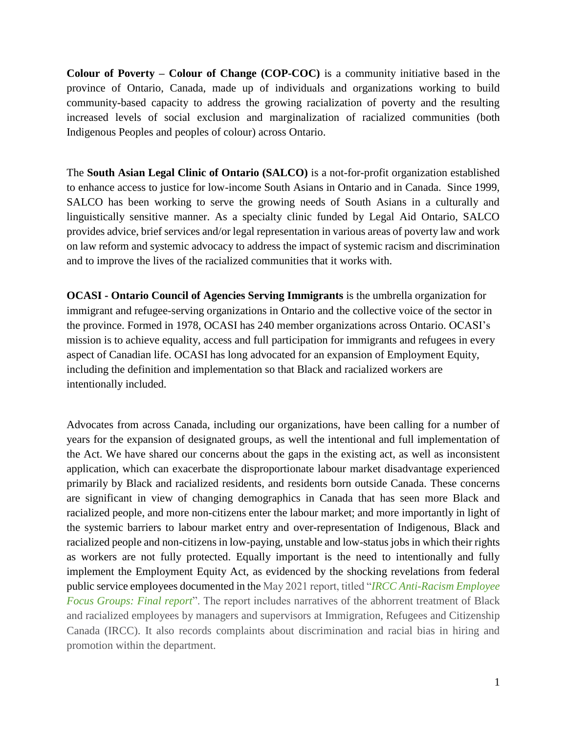**Colour of Poverty – Colour of Change (COP-COC)** is a community initiative based in the province of Ontario, Canada, made up of individuals and organizations working to build community-based capacity to address the growing racialization of poverty and the resulting increased levels of social exclusion and marginalization of racialized communities (both Indigenous Peoples and peoples of colour) across Ontario.

The **South Asian Legal Clinic of Ontario (SALCO)** is a not-for-profit organization established to enhance access to justice for low-income South Asians in Ontario and in Canada. Since 1999, SALCO has been working to serve the growing needs of South Asians in a culturally and linguistically sensitive manner. As a specialty clinic funded by Legal Aid Ontario, SALCO provides advice, brief services and/or legal representation in various areas of poverty law and work on law reform and systemic advocacy to address the impact of systemic racism and discrimination and to improve the lives of the racialized communities that it works with.

**OCASI - Ontario Council of Agencies Serving Immigrants** is the umbrella organization for immigrant and refugee-serving organizations in Ontario and the collective voice of the sector in the province. Formed in 1978, OCASI has 240 member organizations across Ontario. OCASI's mission is to achieve equality, access and full participation for immigrants and refugees in every aspect of Canadian life. OCASI has long advocated for an expansion of Employment Equity, including the definition and implementation so that Black and racialized workers are intentionally included.

Advocates from across Canada, including our organizations, have been calling for a number of years for the expansion of designated groups, as well the intentional and full implementation of the Act. We have shared our concerns about the gaps in the existing act, as well as inconsistent application, which can exacerbate the disproportionate labour market disadvantage experienced primarily by Black and racialized residents, and residents born outside Canada. These concerns are significant in view of changing demographics in Canada that has seen more Black and racialized people, and more non-citizens enter the labour market; and more importantly in light of the systemic barriers to labour market entry and over-representation of Indigenous, Black and racialized people and non-citizens in low-paying, unstable and low-status jobs in which their rights as workers are not fully protected. Equally important is the need to intentionally and fully implement the Employment Equity Act, as evidenced by the shocking revelations from federal public service employees documented in the May 2021 report, titled "*IRCC Anti-Racism Employee Focus Groups: Final report*". The report includes narratives of the abhorrent treatment of Black and racialized employees by managers and supervisors at Immigration, Refugees and Citizenship Canada (IRCC). It also records complaints about discrimination and racial bias in hiring and promotion within the department.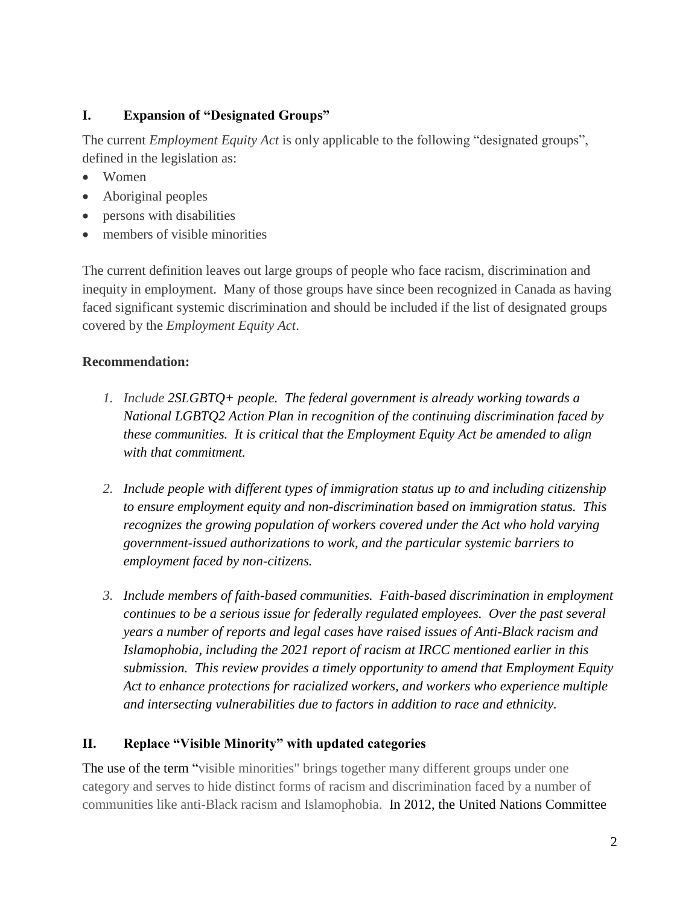## I. Expansion of "Designated Groups"

The current *Employment Equity Act* is only applicable to the following "designated groups", defined in the legislation as:

- Women
- Aboriginal peoples
- persons with disabilities
- members of visible minorities

The current definition leaves out large groups of people who face racism, discrimination and inequity in employment. Many of those groups have since been recognized in Canada as having faced significant systemic discrimination and should be included if the list of designated groups covered by the *Employment Equity Act*.

**Recommendation:**

1. *Include 2SLGBTQ+ people. The federal government is already working towards a National LGBTQ2 Action Plan in recognition of the continuing discrimination faced by these communities. It is critical that the Employment Equity Act be amended to align with that commitment.*

2. *Include people with different types of immigration status up to and including citizenship to ensure employment equity and non-discrimination based on immigration status. This recognizes the growing population of workers covered under the Act who hold varying government-issued authorizations to work, and the particular systemic barriers to employment faced by non-citizens.*

3. *Include members of faith-based communities. Faith-based discrimination in employment continues to be a serious issue for federally regulated employees. Over the past several years a number of reports and legal cases have raised issues of Anti-Black racism and Islamophobia, including the 2021 report of racism at IRCC mentioned earlier in this submission. This review provides a timely opportunity to amend that Employment Equity Act to enhance protections for racialized workers, and workers who experience multiple and intersecting vulnerabilities due to factors in addition to race and ethnicity.*

## II. Replace "Visible Minority" with updated categories

The use of the term "visible minorities" brings together many different groups under one category and serves to hide distinct forms of racism and discrimination faced by a number of communities like anti-Black racism and Islamophobia. In 2012, the United Nations Committee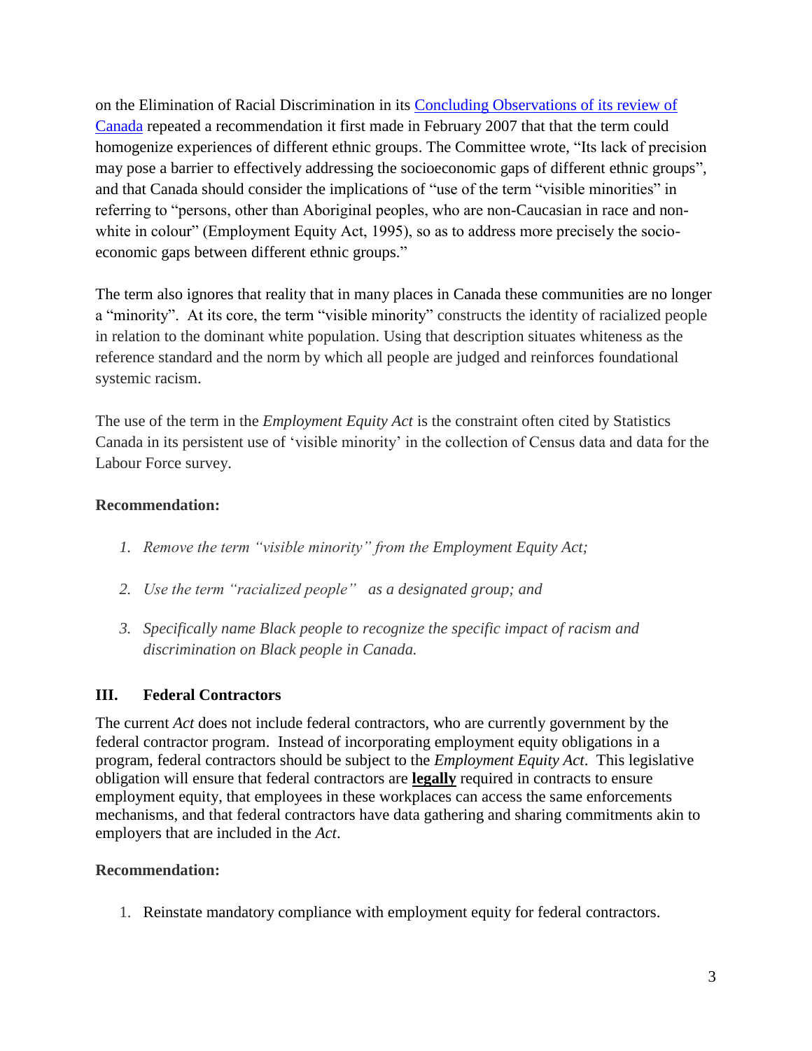on the Elimination of Racial Discrimination in its [Concluding Observations of its review of Canada](#) repeated a recommendation it first made in February 2007 that that the term could homogenize experiences of different ethnic groups. The Committee wrote, "Its lack of precision may pose a barrier to effectively addressing the socioeconomic gaps of different ethnic groups", and that Canada should consider the implications of "use of the term "visible minorities" in referring to "persons, other than Aboriginal peoples, who are non-Caucasian in race and non-white in colour" (Employment Equity Act, 1995), so as to address more precisely the socio-economic gaps between different ethnic groups."

The term also ignores that reality that in many places in Canada these communities are no longer a "minority". At its core, the term "visible minority" constructs the identity of racialized people in relation to the dominant white population. Using that description situates whiteness as the reference standard and the norm by which all people are judged and reinforces foundational systemic racism.

The use of the term in the *Employment Equity Act* is the constraint often cited by Statistics Canada in its persistent use of 'visible minority' in the collection of Census data and data for the Labour Force survey.

**Recommendation:**

1. *Remove the term "visible minority" from the Employment Equity Act;*
2. *Use the term "racialized people" as a designated group; and*
3. *Specifically name Black people to recognize the specific impact of racism and discrimination on Black people in Canada.*

## III. Federal Contractors

The current *Act* does not include federal contractors, who are currently government by the federal contractor program. Instead of incorporating employment equity obligations in a program, federal contractors should be subject to the *Employment Equity Act*. This legislative obligation will ensure that federal contractors are **legally** required in contracts to ensure employment equity, that employees in these workplaces can access the same enforcements mechanisms, and that federal contractors have data gathering and sharing commitments akin to employers that are included in the *Act*.

**Recommendation:**

1. Reinstate mandatory compliance with employment equity for federal contractors.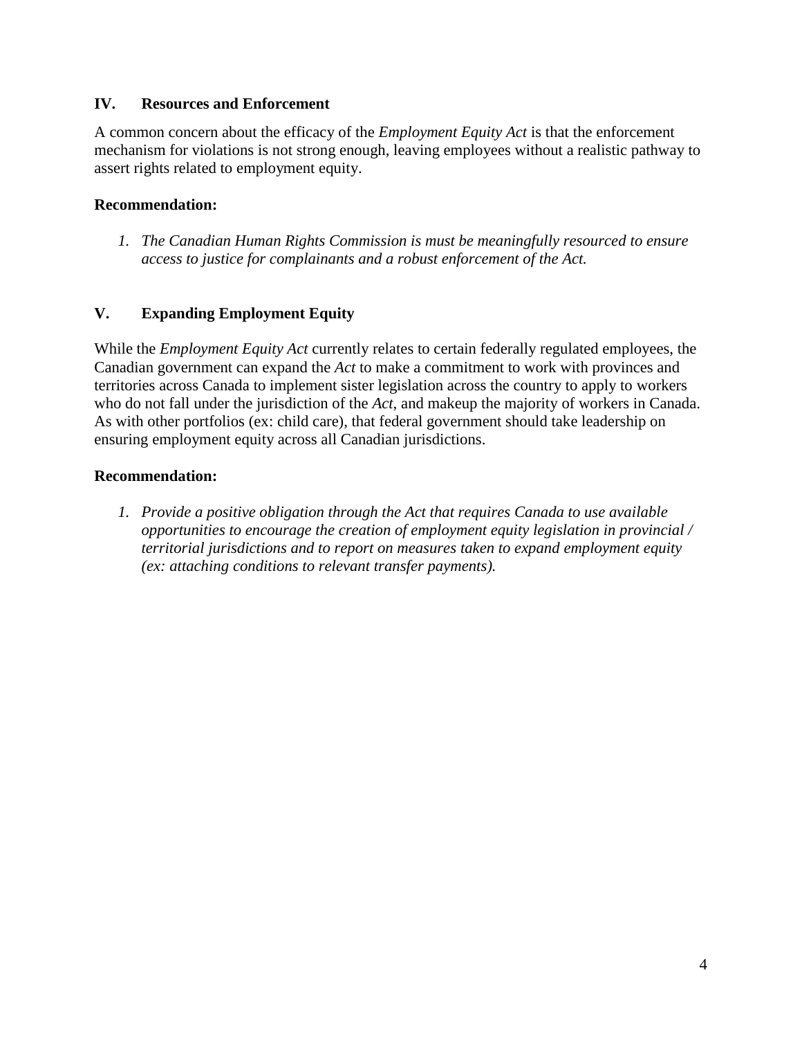## IV. Resources and Enforcement

A common concern about the efficacy of the *Employment Equity Act* is that the enforcement mechanism for violations is not strong enough, leaving employees without a realistic pathway to assert rights related to employment equity.

**Recommendation:**

1. *The Canadian Human Rights Commission is must be meaningfully resourced to ensure access to justice for complainants and a robust enforcement of the Act.*

## V. Expanding Employment Equity

While the *Employment Equity Act* currently relates to certain federally regulated employees, the Canadian government can expand the *Act* to make a commitment to work with provinces and territories across Canada to implement sister legislation across the country to apply to workers who do not fall under the jurisdiction of the *Act*, and makeup the majority of workers in Canada. As with other portfolios (ex: child care), that federal government should take leadership on ensuring employment equity across all Canadian jurisdictions.

**Recommendation:**

1. *Provide a positive obligation through the Act that requires Canada to use available opportunities to encourage the creation of employment equity legislation in provincial / territorial jurisdictions and to report on measures taken to expand employment equity (ex: attaching conditions to relevant transfer payments).*